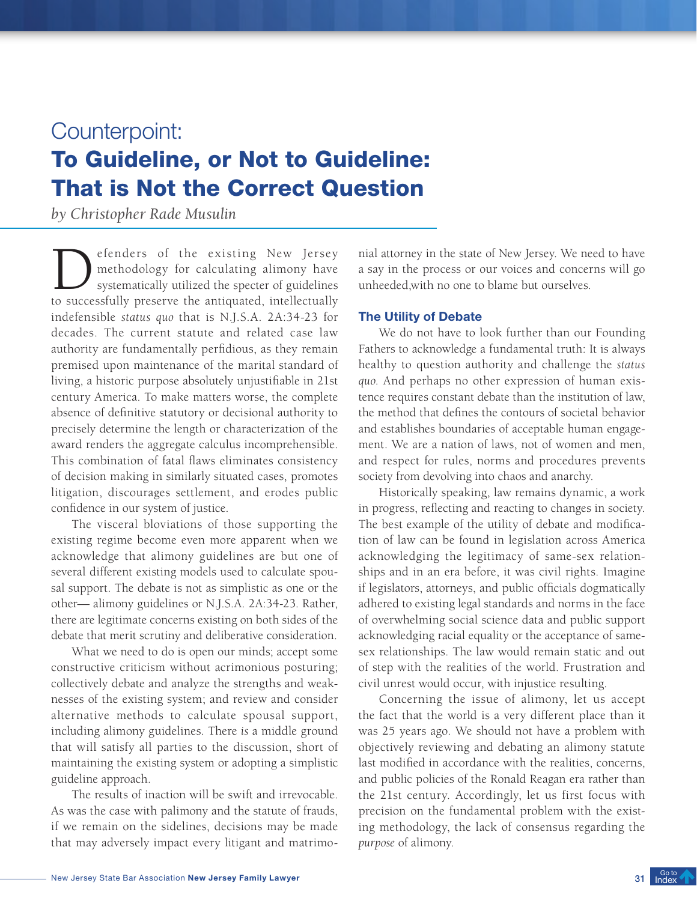# Counterpoint:

# To Guideline, or Not to Guideline: That is Not the Correct Question

*by Christopher Rade Musulin*

Defenders of the existing New Jersey methodology for calculating alimony have systematically utilized the specter of guidelines to successfully preserve the antiquated, intellectually indefensible *status quo* that is N.J.S.A. 2A:34-23 for decades. The current statute and related case law authority are fundamentally perfidious, as they remain premised upon maintenance of the marital standard of living, a historic purpose absolutely unjustifiable in 21st century America. To make matters worse, the complete absence of definitive statutory or decisional authority to precisely determine the length or characterization of the award renders the aggregate calculus incomprehensible. This combination of fatal flaws eliminates consistency of decision making in similarly situated cases, promotes litigation, discourages settlement, and erodes public confidence in our system of justice.

The visceral bloviations of those supporting the existing regime become even more apparent when we acknowledge that alimony guidelines are but one of several different existing models used to calculate spousal support. The debate is not as simplistic as one or the other— alimony guidelines or N.J.S.A. 2A:34-23. Rather, there are legitimate concerns existing on both sides of the debate that merit scrutiny and deliberative consideration.

What we need to do is open our minds; accept some constructive criticism without acrimonious posturing; collectively debate and analyze the strengths and weaknesses of the existing system; and review and consider alternative methods to calculate spousal support, including alimony guidelines. There *is* a middle ground that will satisfy all parties to the discussion, short of maintaining the existing system or adopting a simplistic guideline approach.

The results of inaction will be swift and irrevocable. As was the case with palimony and the statute of frauds, if we remain on the sidelines, decisions may be made that may adversely impact every litigant and matrimonial attorney in the state of New Jersey. We need to have a say in the process or our voices and concerns will go unheeded,with no one to blame but ourselves.

### The Utility of Debate

We do not have to look further than our Founding Fathers to acknowledge a fundamental truth: It is always healthy to question authority and challenge the *status quo*. And perhaps no other expression of human existence requires constant debate than the institution of law, the method that defines the contours of societal behavior and establishes boundaries of acceptable human engagement. We are a nation of laws, not of women and men, and respect for rules, norms and procedures prevents society from devolving into chaos and anarchy.

Historically speaking, law remains dynamic, a work in progress, reflecting and reacting to changes in society. The best example of the utility of debate and modification of law can be found in legislation across America acknowledging the legitimacy of same-sex relationships and in an era before, it was civil rights. Imagine if legislators, attorneys, and public officials dogmatically adhered to existing legal standards and norms in the face of overwhelming social science data and public support acknowledging racial equality or the acceptance of same-sex relationships. The law would remain static and out of step with the realities of the world. Frustration and civil unrest would occur, with injustice resulting.

Concerning the issue of alimony, let us accept the fact that the world is a very different place than it was 25 years ago. We should not have a problem with objectively reviewing and debating an alimony statute last modified in accordance with the realities, concerns, and public policies of the Ronald Reagan era rather than the 21st century. Accordingly, let us first focus with precision on the fundamental problem with the existing methodology, the lack of consensus regarding the *purpose* of alimony.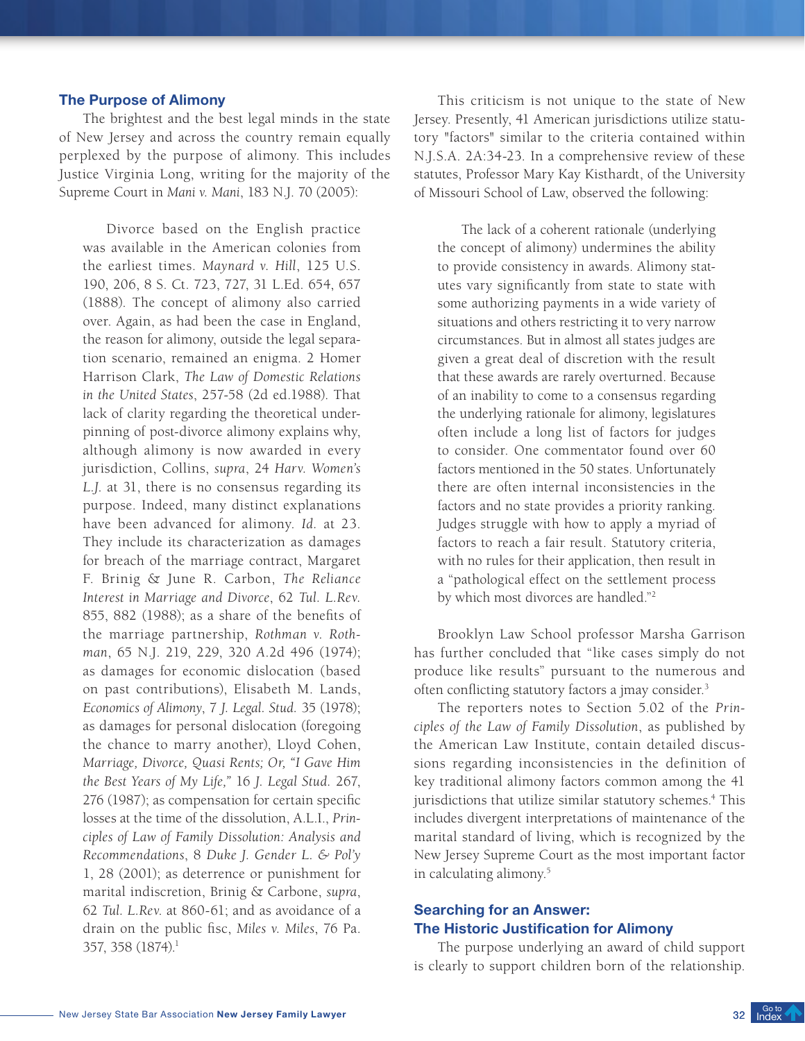## The Purpose of Alimony

The brightest and the best legal minds in the state of New Jersey and across the country remain equally perplexed by the purpose of alimony. This includes Justice Virginia Long, writing for the majority of the Supreme Court in *Mani v. Mani*, 183 N.J. 70 (2005):

> Divorce based on the English practice was available in the American colonies from the earliest times. *Maynard v. Hill*, 125 U.S. 190, 206, 8 S. Ct. 723, 727, 31 L.Ed. 654, 657 (1888). The concept of alimony also carried over. Again, as had been the case in England, the reason for alimony, outside the legal separation scenario, remained an enigma. 2 Homer Harrison Clark, *The Law of Domestic Relations in the United States*, 257-58 (2d ed.1988). That lack of clarity regarding the theoretical underpinning of post-divorce alimony explains why, although alimony is now awarded in every jurisdiction, Collins, *supra*, 24 *Harv. Women's L.J.* at 31, there is no consensus regarding its purpose. Indeed, many distinct explanations have been advanced for alimony. *Id.* at 23. They include its characterization as damages for breach of the marriage contract, Margaret F. Brinig & June R. Carbon, *The Reliance Interest in Marriage and Divorce*, 62 *Tul. L.Rev.* 855, 882 (1988); as a share of the benefits of the marriage partnership, *Rothman v. Rothman*, 65 N.J. 219, 229, 320 *A*.2d 496 (1974); as damages for economic dislocation (based on past contributions), Elisabeth M. Lands, *Economics of Alimony*, 7 *J. Legal. Stud.* 35 (1978); as damages for personal dislocation (foregoing the chance to marry another), Lloyd Cohen, *Marriage, Divorce, Quasi Rents; Or, "I Gave Him the Best Years of My Life,"* 16 *J. Legal Stud.* 267, 276 (1987); as compensation for certain specific losses at the time of the dissolution, A.L.I., *Principles of Law of Family Dissolution: Analysis and Recommendations*, 8 *Duke J. Gender L. & Pol'y* 1, 28 (2001); as deterrence or punishment for marital indiscretion, Brinig & Carbone, *supra*, 62 *Tul. L.Rev.* at 860-61; and as avoidance of a drain on the public fisc, *Miles v. Miles*, 76 Pa. 357, 358 (1874).[1]

This criticism is not unique to the state of New Jersey. Presently, 41 American jurisdictions utilize statutory "factors" similar to the criteria contained within N.J.S.A. 2A:34-23. In a comprehensive review of these statutes, Professor Mary Kay Kisthardt, of the University of Missouri School of Law, observed the following:

> The lack of a coherent rationale (underlying the concept of alimony) undermines the ability to provide consistency in awards. Alimony statutes vary significantly from state to state with some authorizing payments in a wide variety of situations and others restricting it to very narrow circumstances. But in almost all states judges are given a great deal of discretion with the result that these awards are rarely overturned. Because of an inability to come to a consensus regarding the underlying rationale for alimony, legislatures often include a long list of factors for judges to consider. One commentator found over 60 factors mentioned in the 50 states. Unfortunately there are often internal inconsistencies in the factors and no state provides a priority ranking. Judges struggle with how to apply a myriad of factors to reach a fair result. Statutory criteria, with no rules for their application, then result in a "pathological effect on the settlement process by which most divorces are handled."[2]

Brooklyn Law School professor Marsha Garrison has further concluded that "like cases simply do not produce like results" pursuant to the numerous and often conflicting statutory factors a jmay consider.[3]

The reporters notes to Section 5.02 of the *Principles of the Law of Family Dissolution*, as published by the American Law Institute, contain detailed discussions regarding inconsistencies in the definition of key traditional alimony factors common among the 41 jurisdictions that utilize similar statutory schemes.[4] This includes divergent interpretations of maintenance of the marital standard of living, which is recognized by the New Jersey Supreme Court as the most important factor in calculating alimony.[5]

## Searching for an Answer: The Historic Justification for Alimony

The purpose underlying an award of child support is clearly to support children born of the relationship.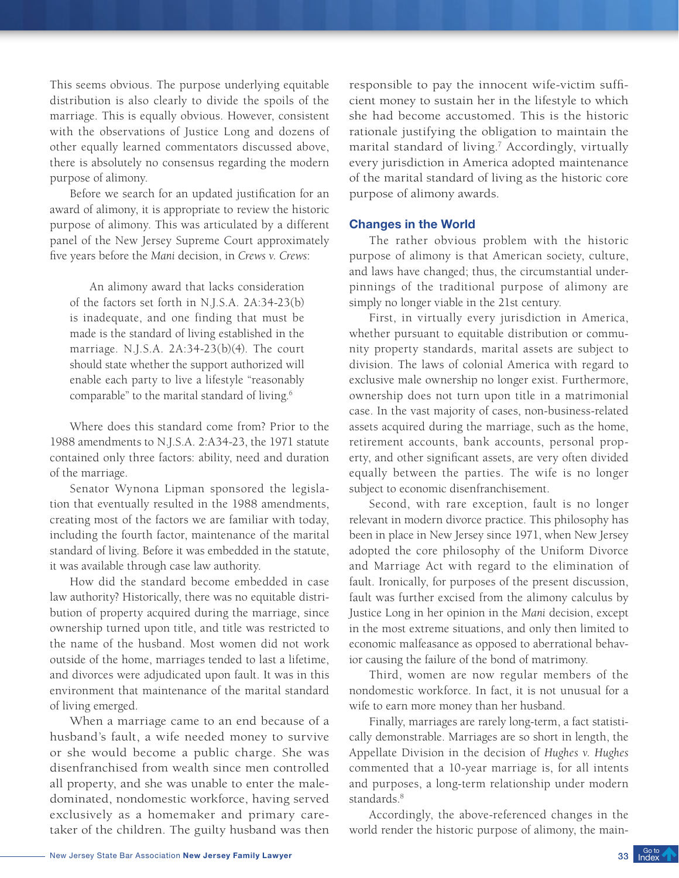This seems obvious. The purpose underlying equitable distribution is also clearly to divide the spoils of the marriage. This is equally obvious. However, consistent with the observations of Justice Long and dozens of other equally learned commentators discussed above, there is absolutely no consensus regarding the modern purpose of alimony.

Before we search for an updated justification for an award of alimony, it is appropriate to review the historic purpose of alimony. This was articulated by a different panel of the New Jersey Supreme Court approximately five years before the *Mani* decision, in *Crews v. Crews*:

> An alimony award that lacks consideration of the factors set forth in N.J.S.A. 2A:34-23(b) is inadequate, and one finding that must be made is the standard of living established in the marriage. N.J.S.A. 2A:34-23(b)(4). The court should state whether the support authorized will enable each party to live a lifestyle "reasonably comparable" to the marital standard of living.[6]

Where does this standard come from? Prior to the 1988 amendments to N.J.S.A. 2:A34-23, the 1971 statute contained only three factors: ability, need and duration of the marriage.

Senator Wynona Lipman sponsored the legislation that eventually resulted in the 1988 amendments, creating most of the factors we are familiar with today, including the fourth factor, maintenance of the marital standard of living. Before it was embedded in the statute, it was available through case law authority.

How did the standard become embedded in case law authority? Historically, there was no equitable distribution of property acquired during the marriage, since ownership turned upon title, and title was restricted to the name of the husband. Most women did not work outside of the home, marriages tended to last a lifetime, and divorces were adjudicated upon fault. It was in this environment that maintenance of the marital standard of living emerged.

When a marriage came to an end because of a husband's fault, a wife needed money to survive or she would become a public charge. She was disenfranchised from wealth since men controlled all property, and she was unable to enter the male-dominated, nondomestic workforce, having served exclusively as a homemaker and primary caretaker of the children. The guilty husband was then responsible to pay the innocent wife-victim sufficient money to sustain her in the lifestyle to which she had become accustomed. This is the historic rationale justifying the obligation to maintain the marital standard of living.[7] Accordingly, virtually every jurisdiction in America adopted maintenance of the marital standard of living as the historic core purpose of alimony awards.

## Changes in the World

The rather obvious problem with the historic purpose of alimony is that American society, culture, and laws have changed; thus, the circumstantial underpinnings of the traditional purpose of alimony are simply no longer viable in the 21st century.

First, in virtually every jurisdiction in America, whether pursuant to equitable distribution or community property standards, marital assets are subject to division. The laws of colonial America with regard to exclusive male ownership no longer exist. Furthermore, ownership does not turn upon title in a matrimonial case. In the vast majority of cases, non-business-related assets acquired during the marriage, such as the home, retirement accounts, bank accounts, personal property, and other significant assets, are very often divided equally between the parties. The wife is no longer subject to economic disenfranchisement.

Second, with rare exception, fault is no longer relevant in modern divorce practice. This philosophy has been in place in New Jersey since 1971, when New Jersey adopted the core philosophy of the Uniform Divorce and Marriage Act with regard to the elimination of fault. Ironically, for purposes of the present discussion, fault was further excised from the alimony calculus by Justice Long in her opinion in the *Mani* decision, except in the most extreme situations, and only then limited to economic malfeasance as opposed to aberrational behavior causing the failure of the bond of matrimony.

Third, women are now regular members of the nondomestic workforce. In fact, it is not unusual for a wife to earn more money than her husband.

Finally, marriages are rarely long-term, a fact statistically demonstrable. Marriages are so short in length, the Appellate Division in the decision of *Hughes v. Hughes* commented that a 10-year marriage is, for all intents and purposes, a long-term relationship under modern standards.[8]

Accordingly, the above-referenced changes in the world render the historic purpose of alimony, the main-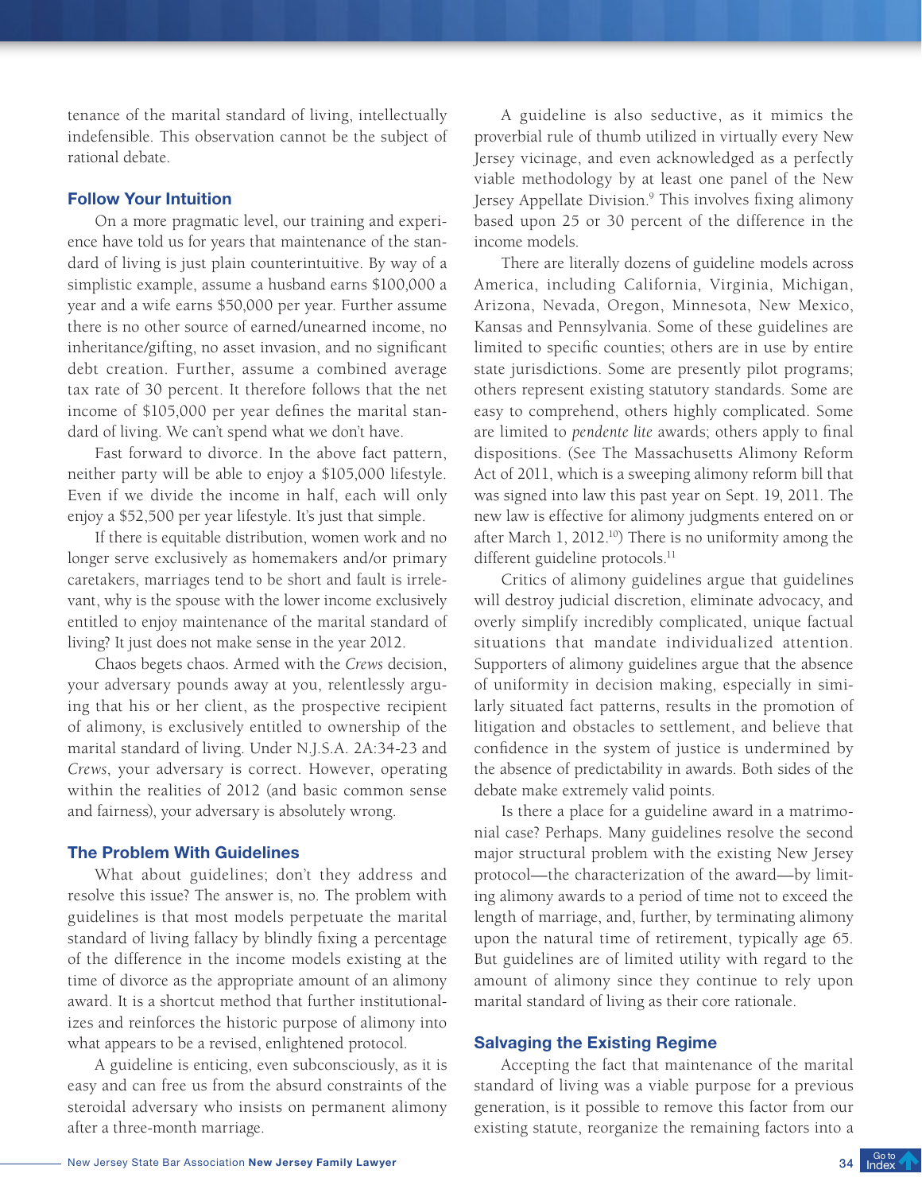tenance of the marital standard of living, intellectually indefensible. This observation cannot be the subject of rational debate.

### Follow Your Intuition

On a more pragmatic level, our training and experience have told us for years that maintenance of the standard of living is just plain counterintuitive. By way of a simplistic example, assume a husband earns $100,000 a year and a wife earns $50,000 per year. Further assume there is no other source of earned/unearned income, no inheritance/gifting, no asset invasion, and no significant debt creation. Further, assume a combined average tax rate of 30 percent. It therefore follows that the net income of $105,000 per year defines the marital standard of living. We can't spend what we don't have.

Fast forward to divorce. In the above fact pattern, neither party will be able to enjoy a $105,000 lifestyle. Even if we divide the income in half, each will only enjoy a $52,500 per year lifestyle. It's just that simple.

If there is equitable distribution, women work and no longer serve exclusively as homemakers and/or primary caretakers, marriages tend to be short and fault is irrelevant, why is the spouse with the lower income exclusively entitled to enjoy maintenance of the marital standard of living? It just does not make sense in the year 2012.

Chaos begets chaos. Armed with the *Crews* decision, your adversary pounds away at you, relentlessly arguing that his or her client, as the prospective recipient of alimony, is exclusively entitled to ownership of the marital standard of living. Under N.J.S.A. 2A:34-23 and *Crews*, your adversary is correct. However, operating within the realities of 2012 (and basic common sense and fairness), your adversary is absolutely wrong.

### The Problem With Guidelines

What about guidelines; don't they address and resolve this issue? The answer is, no. The problem with guidelines is that most models perpetuate the marital standard of living fallacy by blindly fixing a percentage of the difference in the income models existing at the time of divorce as the appropriate amount of an alimony award. It is a shortcut method that further institutionalizes and reinforces the historic purpose of alimony into what appears to be a revised, enlightened protocol.

A guideline is enticing, even subconsciously, as it is easy and can free us from the absurd constraints of the steroidal adversary who insists on permanent alimony after a three-month marriage.

A guideline is also seductive, as it mimics the proverbial rule of thumb utilized in virtually every New Jersey vicinage, and even acknowledged as a perfectly viable methodology by at least one panel of the New Jersey Appellate Division.[9] This involves fixing alimony based upon 25 or 30 percent of the difference in the income models.

There are literally dozens of guideline models across America, including California, Virginia, Michigan, Arizona, Nevada, Oregon, Minnesota, New Mexico, Kansas and Pennsylvania. Some of these guidelines are limited to specific counties; others are in use by entire state jurisdictions. Some are presently pilot programs; others represent existing statutory standards. Some are easy to comprehend, others highly complicated. Some are limited to *pendente lite* awards; others apply to final dispositions. (See The Massachusetts Alimony Reform Act of 2011, which is a sweeping alimony reform bill that was signed into law this past year on Sept. 19, 2011. The new law is effective for alimony judgments entered on or after March 1, 2012.[10]) There is no uniformity among the different guideline protocols.[11]

Critics of alimony guidelines argue that guidelines will destroy judicial discretion, eliminate advocacy, and overly simplify incredibly complicated, unique factual situations that mandate individualized attention. Supporters of alimony guidelines argue that the absence of uniformity in decision making, especially in similarly situated fact patterns, results in the promotion of litigation and obstacles to settlement, and believe that confidence in the system of justice is undermined by the absence of predictability in awards. Both sides of the debate make extremely valid points.

Is there a place for a guideline award in a matrimonial case? Perhaps. Many guidelines resolve the second major structural problem with the existing New Jersey protocol—the characterization of the award—by limiting alimony awards to a period of time not to exceed the length of marriage, and, further, by terminating alimony upon the natural time of retirement, typically age 65. But guidelines are of limited utility with regard to the amount of alimony since they continue to rely upon marital standard of living as their core rationale.

### Salvaging the Existing Regime

Accepting the fact that maintenance of the marital standard of living was a viable purpose for a previous generation, is it possible to remove this factor from our existing statute, reorganize the remaining factors into a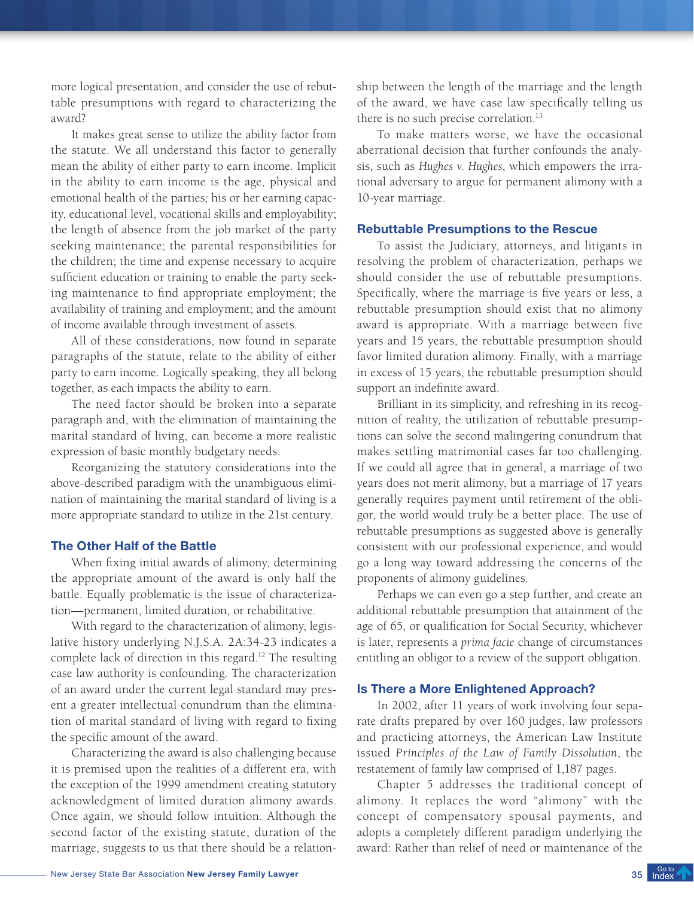more logical presentation, and consider the use of rebuttable presumptions with regard to characterizing the award?

It makes great sense to utilize the ability factor from the statute. We all understand this factor to generally mean the ability of either party to earn income. Implicit in the ability to earn income is the age, physical and emotional health of the parties; his or her earning capacity, educational level, vocational skills and employability; the length of absence from the job market of the party seeking maintenance; the parental responsibilities for the children; the time and expense necessary to acquire sufficient education or training to enable the party seeking maintenance to find appropriate employment; the availability of training and employment; and the amount of income available through investment of assets.

All of these considerations, now found in separate paragraphs of the statute, relate to the ability of either party to earn income. Logically speaking, they all belong together, as each impacts the ability to earn.

The need factor should be broken into a separate paragraph and, with the elimination of maintaining the marital standard of living, can become a more realistic expression of basic monthly budgetary needs.

Reorganizing the statutory considerations into the above-described paradigm with the unambiguous elimination of maintaining the marital standard of living is a more appropriate standard to utilize in the 21st century.

### The Other Half of the Battle

When fixing initial awards of alimony, determining the appropriate amount of the award is only half the battle. Equally problematic is the issue of characterization—permanent, limited duration, or rehabilitative.

With regard to the characterization of alimony, legislative history underlying N.J.S.A. 2A:34-23 indicates a complete lack of direction in this regard.[12] The resulting case law authority is confounding. The characterization of an award under the current legal standard may present a greater intellectual conundrum than the elimination of marital standard of living with regard to fixing the specific amount of the award.

Characterizing the award is also challenging because it is premised upon the realities of a different era, with the exception of the 1999 amendment creating statutory acknowledgment of limited duration alimony awards. Once again, we should follow intuition. Although the second factor of the existing statute, duration of the marriage, suggests to us that there should be a relationship between the length of the marriage and the length of the award, we have case law specifically telling us there is no such precise correlation.[13]

To make matters worse, we have the occasional aberrational decision that further confounds the analysis, such as *Hughes v. Hughes*, which empowers the irrational adversary to argue for permanent alimony with a 10-year marriage.

### Rebuttable Presumptions to the Rescue

To assist the Judiciary, attorneys, and litigants in resolving the problem of characterization, perhaps we should consider the use of rebuttable presumptions. Specifically, where the marriage is five years or less, a rebuttable presumption should exist that no alimony award is appropriate. With a marriage between five years and 15 years, the rebuttable presumption should favor limited duration alimony. Finally, with a marriage in excess of 15 years, the rebuttable presumption should support an indefinite award.

Brilliant in its simplicity, and refreshing in its recognition of reality, the utilization of rebuttable presumptions can solve the second malingering conundrum that makes settling matrimonial cases far too challenging. If we could all agree that in general, a marriage of two years does not merit alimony, but a marriage of 17 years generally requires payment until retirement of the obligor, the world would truly be a better place. The use of rebuttable presumptions as suggested above is generally consistent with our professional experience, and would go a long way toward addressing the concerns of the proponents of alimony guidelines.

Perhaps we can even go a step further, and create an additional rebuttable presumption that attainment of the age of 65, or qualification for Social Security, whichever is later, represents a *prima facie* change of circumstances entitling an obligor to a review of the support obligation.

### Is There a More Enlightened Approach?

In 2002, after 11 years of work involving four separate drafts prepared by over 160 judges, law professors and practicing attorneys, the American Law Institute issued *Principles of the Law of Family Dissolution*, the restatement of family law comprised of 1,187 pages.

Chapter 5 addresses the traditional concept of alimony. It replaces the word "alimony" with the concept of compensatory spousal payments, and adopts a completely different paradigm underlying the award: Rather than relief of need or maintenance of the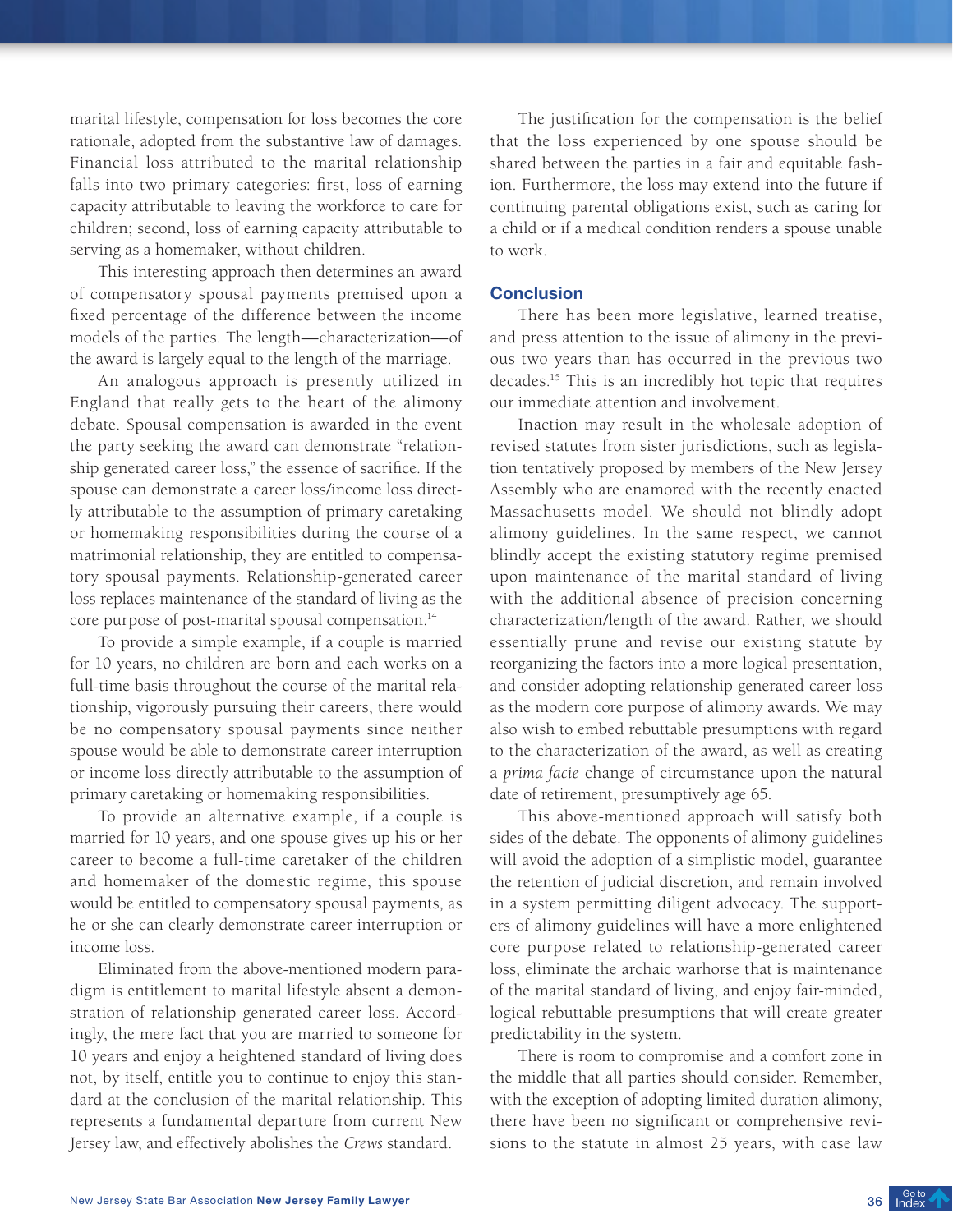marital lifestyle, compensation for loss becomes the core rationale, adopted from the substantive law of damages. Financial loss attributed to the marital relationship falls into two primary categories: first, loss of earning capacity attributable to leaving the workforce to care for children; second, loss of earning capacity attributable to serving as a homemaker, without children.

This interesting approach then determines an award of compensatory spousal payments premised upon a fixed percentage of the difference between the income models of the parties. The length—characterization—of the award is largely equal to the length of the marriage.

An analogous approach is presently utilized in England that really gets to the heart of the alimony debate. Spousal compensation is awarded in the event the party seeking the award can demonstrate "relationship generated career loss," the essence of sacrifice. If the spouse can demonstrate a career loss/income loss directly attributable to the assumption of primary caretaking or homemaking responsibilities during the course of a matrimonial relationship, they are entitled to compensatory spousal payments. Relationship-generated career loss replaces maintenance of the standard of living as the core purpose of post-marital spousal compensation.[14]

To provide a simple example, if a couple is married for 10 years, no children are born and each works on a full-time basis throughout the course of the marital relationship, vigorously pursuing their careers, there would be no compensatory spousal payments since neither spouse would be able to demonstrate career interruption or income loss directly attributable to the assumption of primary caretaking or homemaking responsibilities.

To provide an alternative example, if a couple is married for 10 years, and one spouse gives up his or her career to become a full-time caretaker of the children and homemaker of the domestic regime, this spouse would be entitled to compensatory spousal payments, as he or she can clearly demonstrate career interruption or income loss.

Eliminated from the above-mentioned modern paradigm is entitlement to marital lifestyle absent a demonstration of relationship generated career loss. Accordingly, the mere fact that you are married to someone for 10 years and enjoy a heightened standard of living does not, by itself, entitle you to continue to enjoy this standard at the conclusion of the marital relationship. This represents a fundamental departure from current New Jersey law, and effectively abolishes the *Crews* standard.

The justification for the compensation is the belief that the loss experienced by one spouse should be shared between the parties in a fair and equitable fashion. Furthermore, the loss may extend into the future if continuing parental obligations exist, such as caring for a child or if a medical condition renders a spouse unable to work.

## Conclusion

There has been more legislative, learned treatise, and press attention to the issue of alimony in the previous two years than has occurred in the previous two decades.[15] This is an incredibly hot topic that requires our immediate attention and involvement.

Inaction may result in the wholesale adoption of revised statutes from sister jurisdictions, such as legislation tentatively proposed by members of the New Jersey Assembly who are enamored with the recently enacted Massachusetts model. We should not blindly adopt alimony guidelines. In the same respect, we cannot blindly accept the existing statutory regime premised upon maintenance of the marital standard of living with the additional absence of precision concerning characterization/length of the award. Rather, we should essentially prune and revise our existing statute by reorganizing the factors into a more logical presentation, and consider adopting relationship generated career loss as the modern core purpose of alimony awards. We may also wish to embed rebuttable presumptions with regard to the characterization of the award, as well as creating a *prima facie* change of circumstance upon the natural date of retirement, presumptively age 65.

This above-mentioned approach will satisfy both sides of the debate. The opponents of alimony guidelines will avoid the adoption of a simplistic model, guarantee the retention of judicial discretion, and remain involved in a system permitting diligent advocacy. The supporters of alimony guidelines will have a more enlightened core purpose related to relationship-generated career loss, eliminate the archaic warhorse that is maintenance of the marital standard of living, and enjoy fair-minded, logical rebuttable presumptions that will create greater predictability in the system.

There is room to compromise and a comfort zone in the middle that all parties should consider. Remember, with the exception of adopting limited duration alimony, there have been no significant or comprehensive revisions to the statute in almost 25 years, with case law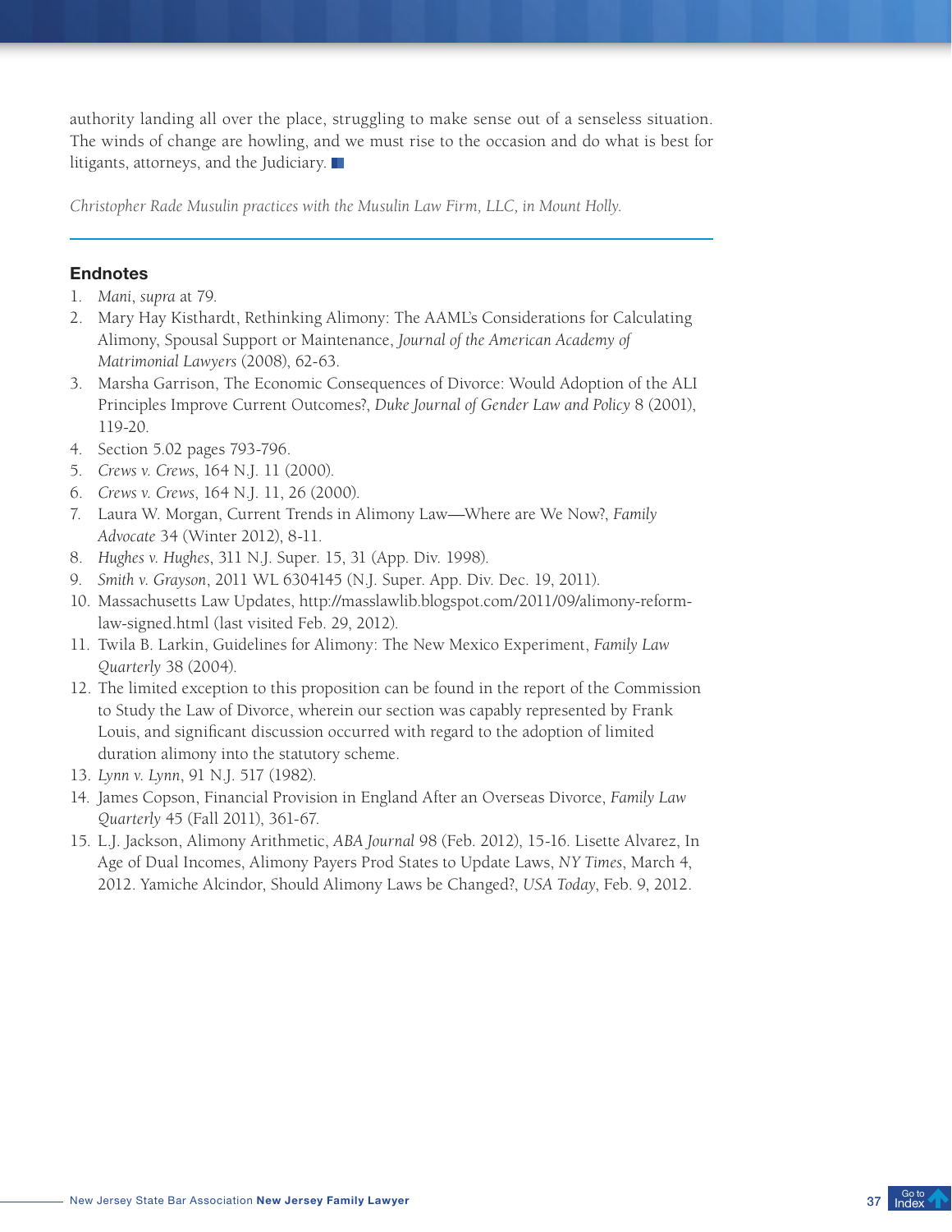authority landing all over the place, struggling to make sense out of a senseless situation. The winds of change are howling, and we must rise to the occasion and do what is best for litigants, attorneys, and the Judiciary.

*Christopher Rade Musulin practices with the Musulin Law Firm, LLC, in Mount Holly.*

---

## Endnotes

1. *Mani*, *supra* at 79.
2. Mary Hay Kisthardt, Rethinking Alimony: The AAML's Considerations for Calculating Alimony, Spousal Support or Maintenance, *Journal of the American Academy of Matrimonial Lawyers* (2008), 62-63.
3. Marsha Garrison, The Economic Consequences of Divorce: Would Adoption of the ALI Principles Improve Current Outcomes?, *Duke Journal of Gender Law and Policy* 8 (2001), 119-20.
4. Section 5.02 pages 793-796.
5. *Crews v. Crews*, 164 N.J. 11 (2000).
6. *Crews v. Crews*, 164 N.J. 11, 26 (2000).
7. Laura W. Morgan, Current Trends in Alimony Law—Where are We Now?, *Family Advocate* 34 (Winter 2012), 8-11.
8. *Hughes v. Hughes*, 311 N.J. Super. 15, 31 (App. Div. 1998).
9. *Smith v. Grayson*, 2011 WL 6304145 (N.J. Super. App. Div. Dec. 19, 2011).
10. Massachusetts Law Updates, http://masslawlib.blogspot.com/2011/09/alimony-reform-law-signed.html (last visited Feb. 29, 2012).
11. Twila B. Larkin, Guidelines for Alimony: The New Mexico Experiment, *Family Law Quarterly* 38 (2004).
12. The limited exception to this proposition can be found in the report of the Commission to Study the Law of Divorce, wherein our section was capably represented by Frank Louis, and significant discussion occurred with regard to the adoption of limited duration alimony into the statutory scheme.
13. *Lynn v. Lynn*, 91 N.J. 517 (1982).
14. James Copson, Financial Provision in England After an Overseas Divorce, *Family Law Quarterly* 45 (Fall 2011), 361-67.
15. L.J. Jackson, Alimony Arithmetic, *ABA Journal* 98 (Feb. 2012), 15-16. Lisette Alvarez, In Age of Dual Incomes, Alimony Payers Prod States to Update Laws, *NY Times*, March 4, 2012. Yamiche Alcindor, Should Alimony Laws be Changed?, *USA Today*, Feb. 9, 2012.